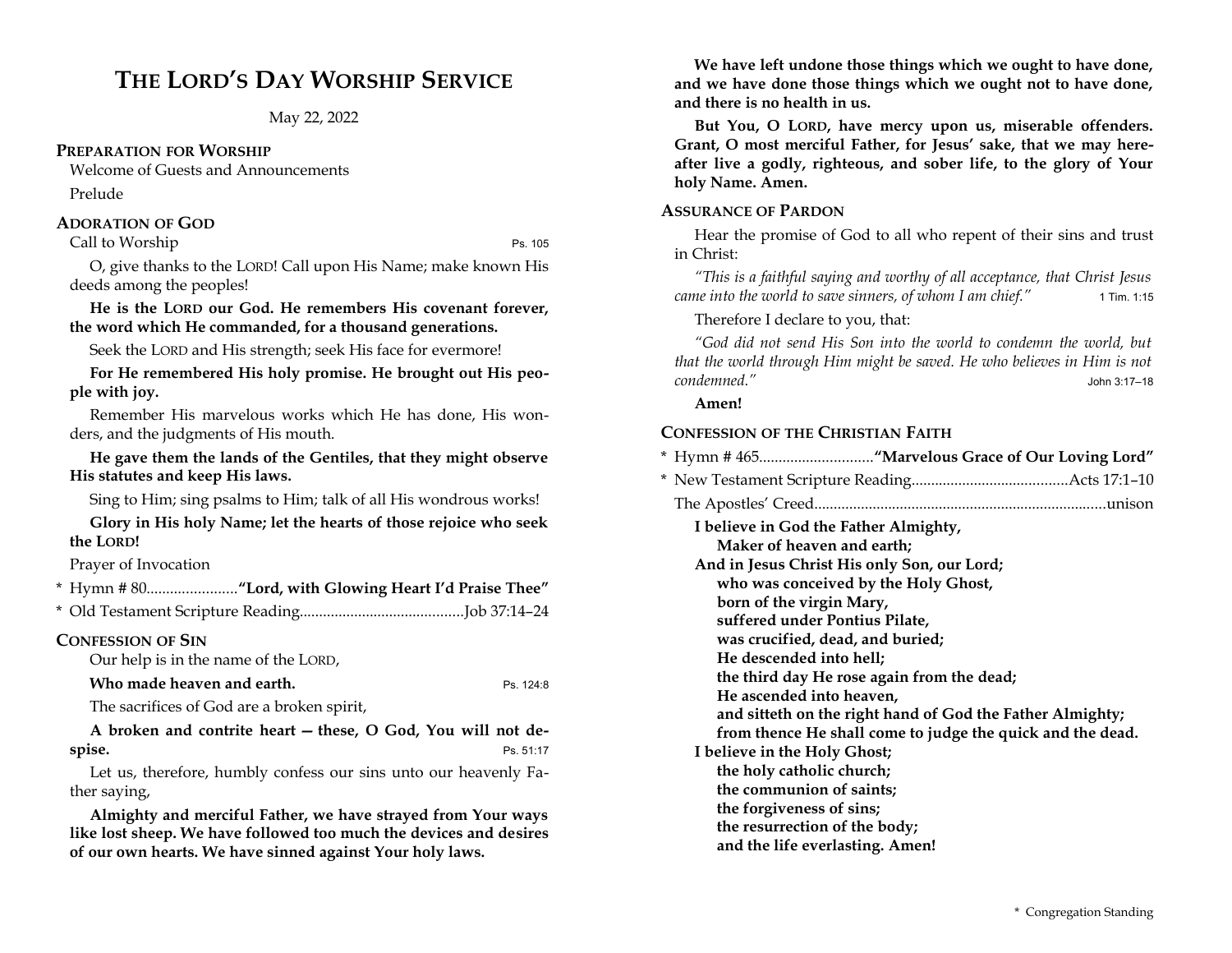# The Lord's Day Worship Service

May 22, 2022

## Preparation for Worship

Welcome of Guests and Announcements

Prelude

## Adoration of God

Call to Worship — Ps. 105

O, give thanks to the LORD! Call upon His Name; make known His deeds among the peoples!

**He is the LORD our God. He remembers His covenant forever, the word which He commanded, for a thousand generations.**

Seek the LORD and His strength; seek His face for evermore!

**For He remembered His holy promise. He brought out His people with joy.**

Remember His marvelous works which He has done, His wonders, and the judgments of His mouth.

**He gave them the lands of the Gentiles, that they might observe His statutes and keep His laws.**

Sing to Him; sing psalms to Him; talk of all His wondrous works!

**Glory in His holy Name; let the hearts of those rejoice who seek the LORD!**

Prayer of Invocation

* Hymn # 80....................... **"Lord, with Glowing Heart I'd Praise Thee"**

* Old Testament Scripture Reading.......................................... Job 37:14–24

## Confession of Sin

Our help is in the name of the LORD,

**Who made heaven and earth.** — Ps. 124:8

The sacrifices of God are a broken spirit,

**A broken and contrite heart — these, O God, You will not despise.** — Ps. 51:17

Let us, therefore, humbly confess our sins unto our heavenly Father saying,

**Almighty and merciful Father, we have strayed from Your ways like lost sheep. We have followed too much the devices and desires of our own hearts. We have sinned against Your holy laws.**

**We have left undone those things which we ought to have done, and we have done those things which we ought not to have done, and there is no health in us.**

**But You, O LORD, have mercy upon us, miserable offenders. Grant, O most merciful Father, for Jesus' sake, that we may hereafter live a godly, righteous, and sober life, to the glory of Your holy Name. Amen.**

## Assurance of Pardon

Hear the promise of God to all who repent of their sins and trust in Christ:

*"This is a faithful saying and worthy of all acceptance, that Christ Jesus came into the world to save sinners, of whom I am chief."* — 1 Tim. 1:15

Therefore I declare to you, that:

*"God did not send His Son into the world to condemn the world, but that the world through Him might be saved. He who believes in Him is not condemned."* — John 3:17–18

**Amen!**

## Confession of the Christian Faith

* Hymn # 465............................. **"Marvelous Grace of Our Loving Lord"**

* New Testament Scripture Reading........................................ Acts 17:1–10

The Apostles' Creed........................................................................... unison

**I believe in God the Father Almighty,**
**Maker of heaven and earth;**
**And in Jesus Christ His only Son, our Lord;**
**who was conceived by the Holy Ghost,**
**born of the virgin Mary,**
**suffered under Pontius Pilate,**
**was crucified, dead, and buried;**
**He descended into hell;**
**the third day He rose again from the dead;**
**He ascended into heaven,**
**and sitteth on the right hand of God the Father Almighty;**
**from thence He shall come to judge the quick and the dead.**
**I believe in the Holy Ghost;**
**the holy catholic church;**
**the communion of saints;**
**the forgiveness of sins;**
**the resurrection of the body;**
**and the life everlasting. Amen!**

* Congregation Standing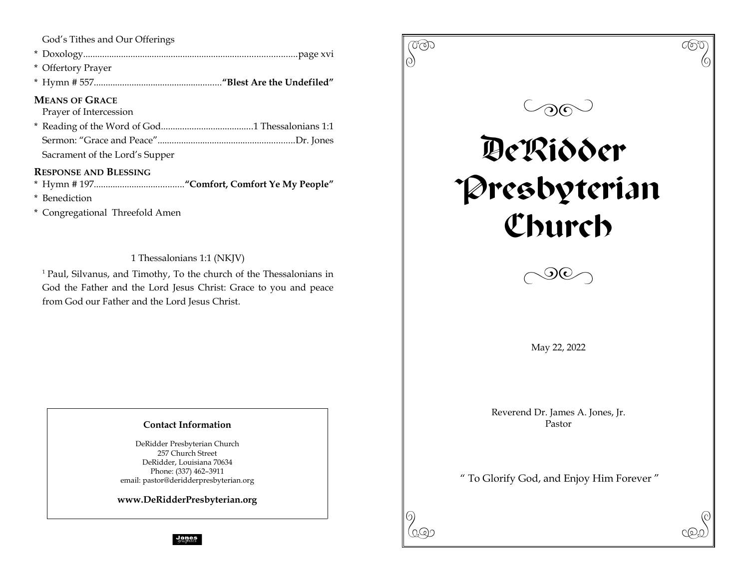God's Tithes and Our Offerings

* Doxology.........................................................................................page xvi
* Offertory Prayer
* Hymn # 557....................................................**"Blest Are the Undefiled"**

**MEANS OF GRACE**

Prayer of Intercession

* Reading of the Word of God......................................1 Thessalonians 1:1

Sermon: "Grace and Peace".........................................................Dr. Jones

Sacrament of the Lord's Supper

**RESPONSE AND BLESSING**

* Hymn # 197.....................................**"Comfort, Comfort Ye My People"**
* Benediction
* Congregational Threefold Amen

1 Thessalonians 1:1 (NKJV)

[1] Paul, Silvanus, and Timothy, To the church of the Thessalonians in God the Father and the Lord Jesus Christ: Grace to you and peace from God our Father and the Lord Jesus Christ.

**Contact Information**

DeRidder Presbyterian Church
257 Church Street
DeRidder, Louisiana 70634
Phone: (337) 462–3911
email: pastor@deridderpresbyterian.org

**www.DeRidderPresbyterian.org**

Jones graphics

# DeRidder Presbyterian Church

May 22, 2022

Reverend Dr. James A. Jones, Jr.
Pastor

" To Glorify God, and Enjoy Him Forever "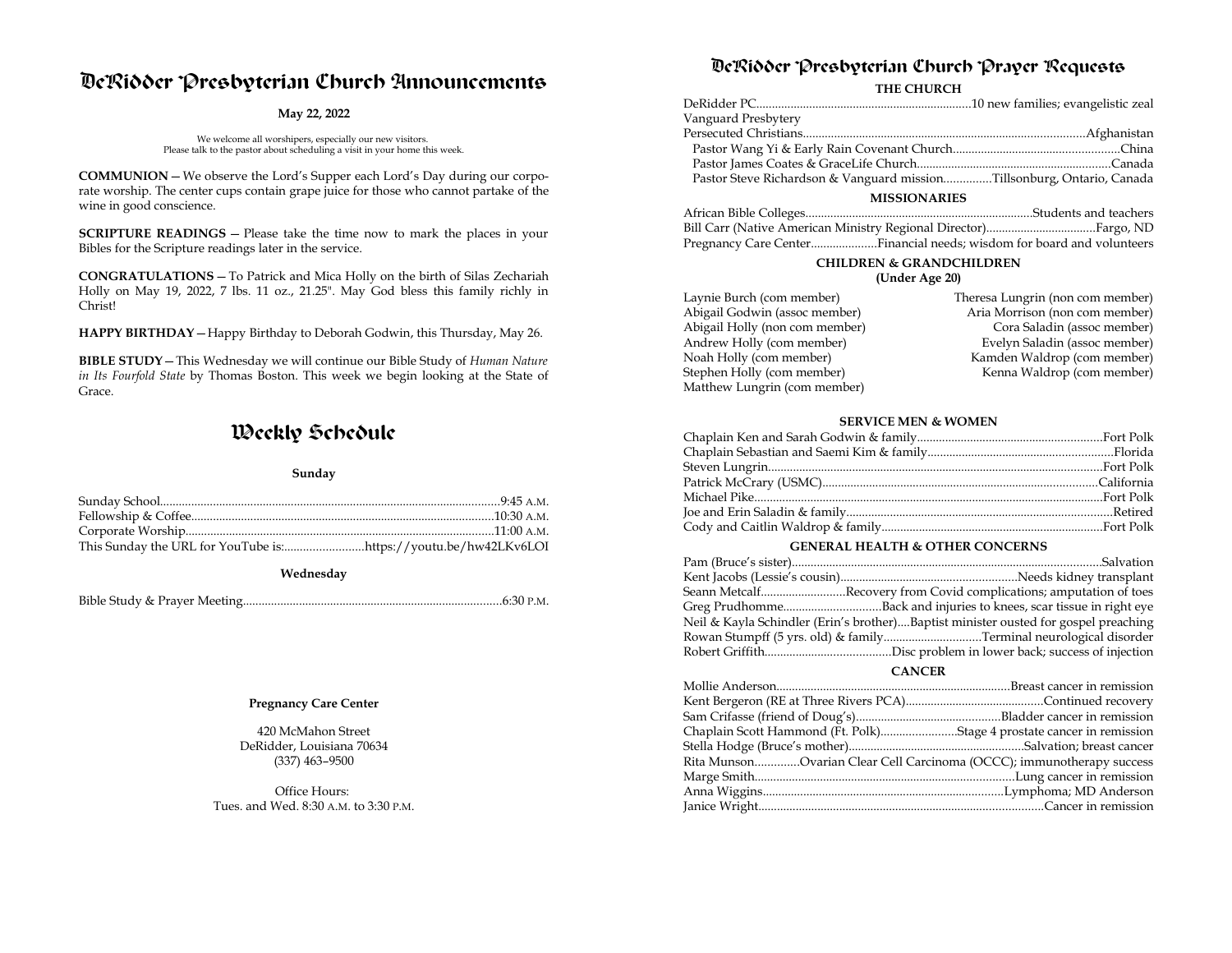# DeRidder Presbyterian Church Announcements

**May 22, 2022**

We welcome all worshipers, especially our new visitors.
Please talk to the pastor about scheduling a visit in your home this week.

**COMMUNION** — We observe the Lord's Supper each Lord's Day during our corporate worship. The center cups contain grape juice for those who cannot partake of the wine in good conscience.

**SCRIPTURE READINGS** — Please take the time now to mark the places in your Bibles for the Scripture readings later in the service.

**CONGRATULATIONS** — To Patrick and Mica Holly on the birth of Silas Zechariah Holly on May 19, 2022, 7 lbs. 11 oz., 21.25". May God bless this family richly in Christ!

**HAPPY BIRTHDAY** — Happy Birthday to Deborah Godwin, this Thursday, May 26.

**BIBLE STUDY** — This Wednesday we will continue our Bible Study of *Human Nature in Its Fourfold State* by Thomas Boston. This week we begin looking at the State of Grace.

# Weekly Schedule

### Sunday

Sunday School........9:45 A.M.
Fellowship & Coffee........10:30 A.M.
Corporate Worship........11:00 A.M.
This Sunday the URL for YouTube is:........https://youtu.be/hw42LKv6LOI

### Wednesday

Bible Study & Prayer Meeting........6:30 P.M.

**Pregnancy Care Center**

420 McMahon Street
DeRidder, Louisiana 70634
(337) 463–9500

Office Hours:
Tues. and Wed. 8:30 A.M. to 3:30 P.M.

# DeRidder Presbyterian Church Prayer Requests

### THE CHURCH

DeRidder PC........10 new families; evangelistic zeal
Vanguard Presbytery
Persecuted Christians........Afghanistan
Pastor Wang Yi & Early Rain Covenant Church........China
Pastor James Coates & GraceLife Church........Canada
Pastor Steve Richardson & Vanguard mission........Tillsonburg, Ontario, Canada

### MISSIONARIES

African Bible Colleges........Students and teachers
Bill Carr (Native American Ministry Regional Director)........Fargo, ND
Pregnancy Care Center........Financial needs; wisdom for board and volunteers

### CHILDREN & GRANDCHILDREN
**(Under Age 20)**

Laynie Burch (com member)
Abigail Godwin (assoc member)
Abigail Holly (non com member)
Andrew Holly (com member)
Noah Holly (com member)
Stephen Holly (com member)
Matthew Lungrin (com member)
Theresa Lungrin (non com member)
Aria Morrison (non com member)
Cora Saladin (assoc member)
Evelyn Saladin (assoc member)
Kamden Waldrop (com member)
Kenna Waldrop (com member)

### SERVICE MEN & WOMEN

Chaplain Ken and Sarah Godwin & family........Fort Polk
Chaplain Sebastian and Saemi Kim & family........Florida
Steven Lungrin........Fort Polk
Patrick McCrary (USMC)........California
Michael Pike........Fort Polk
Joe and Erin Saladin & family........Retired
Cody and Caitlin Waldrop & family........Fort Polk

### GENERAL HEALTH & OTHER CONCERNS

Pam (Bruce's sister)........Salvation
Kent Jacobs (Lessie's cousin)........Needs kidney transplant
Seann Metcalf........Recovery from Covid complications; amputation of toes
Greg Prudhomme........Back and injuries to knees, scar tissue in right eye
Neil & Kayla Schindler (Erin's brother)....Baptist minister ousted for gospel preaching
Rowan Stumpff (5 yrs. old) & family........Terminal neurological disorder
Robert Griffith........Disc problem in lower back; success of injection

### CANCER

Mollie Anderson........Breast cancer in remission
Kent Bergeron (RE at Three Rivers PCA)........Continued recovery
Sam Crifasse (friend of Doug's)........Bladder cancer in remission
Chaplain Scott Hammond (Ft. Polk)........Stage 4 prostate cancer in remission
Stella Hodge (Bruce's mother)........Salvation; breast cancer
Rita Munson........Ovarian Clear Cell Carcinoma (OCCC); immunotherapy success
Marge Smith........Lung cancer in remission
Anna Wiggins........Lymphoma; MD Anderson
Janice Wright........Cancer in remission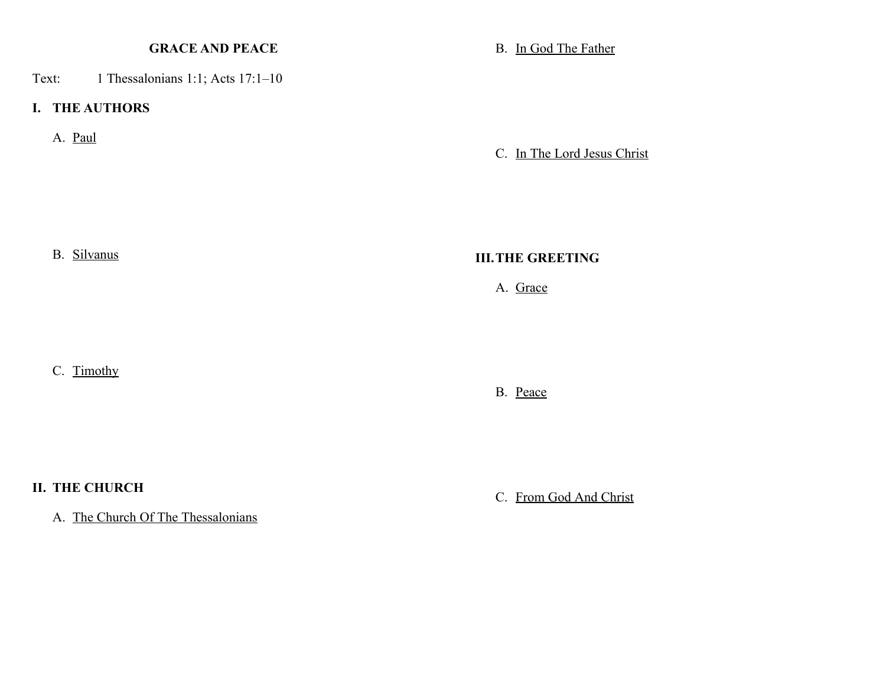# GRACE AND PEACE

Text: 1 Thessalonians 1:1; Acts 17:1–10

## I. THE AUTHORS

A. <u>Paul</u>

B. <u>Silvanus</u>

C. <u>Timothy</u>

## II. THE CHURCH

A. <u>The Church Of The Thessalonians</u>

B. <u>In God The Father</u>

C. <u>In The Lord Jesus Christ</u>

## III. THE GREETING

A. <u>Grace</u>

B. <u>Peace</u>

C. <u>From God And Christ</u>